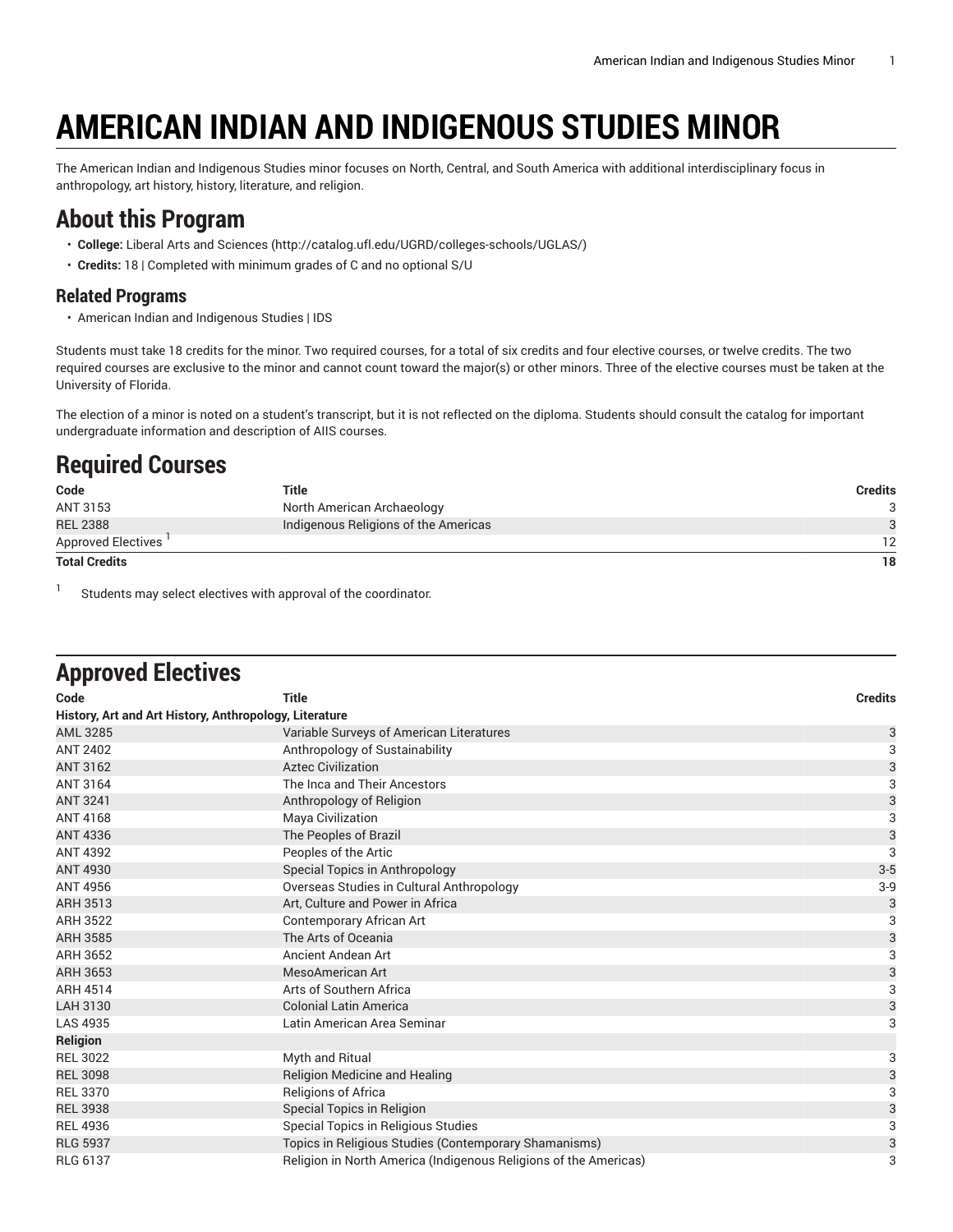# AMERICAN INDIAN AND INDIGENOUS STUDIES MINOR

The American Indian and Indigenous Studies minor focuses on North, Central, and South America with additional interdisciplinary focus in anthropology, art history, history, literature, and religion.

## About this Program

- **College:** Liberal Arts and Sciences (http://catalog.ufl.edu/UGRD/colleges-schools/UGLAS/)
- **Credits:** 18 | Completed with minimum grades of C and no optional S/U

### Related Programs

- American Indian and Indigenous Studies | IDS

Students must take 18 credits for the minor. Two required courses, for a total of six credits and four elective courses, or twelve credits. The two required courses are exclusive to the minor and cannot count toward the major(s) or other minors. Three of the elective courses must be taken at the University of Florida.

The election of a minor is noted on a student's transcript, but it is not reflected on the diploma. Students should consult the catalog for important undergraduate information and description of AIIS courses.

## Required Courses

| Code | Title | Credits |
|---|---|---|
| ANT 3153 | North American Archaeology | 3 |
| REL 2388 | Indigenous Religions of the Americas | 3 |
| Approved Electives [1] | | 12 |
| **Total Credits** | | **18** |

[1] Students may select electives with approval of the coordinator.

## Approved Electives

| Code | Title | Credits |
|---|---|---|
| **History, Art and Art History, Anthropology, Literature** | | |
| AML 3285 | Variable Surveys of American Literatures | 3 |
| ANT 2402 | Anthropology of Sustainability | 3 |
| ANT 3162 | Aztec Civilization | 3 |
| ANT 3164 | The Inca and Their Ancestors | 3 |
| ANT 3241 | Anthropology of Religion | 3 |
| ANT 4168 | Maya Civilization | 3 |
| ANT 4336 | The Peoples of Brazil | 3 |
| ANT 4392 | Peoples of the Artic | 3 |
| ANT 4930 | Special Topics in Anthropology | 3-5 |
| ANT 4956 | Overseas Studies in Cultural Anthropology | 3-9 |
| ARH 3513 | Art, Culture and Power in Africa | 3 |
| ARH 3522 | Contemporary African Art | 3 |
| ARH 3585 | The Arts of Oceania | 3 |
| ARH 3652 | Ancient Andean Art | 3 |
| ARH 3653 | MesoAmerican Art | 3 |
| ARH 4514 | Arts of Southern Africa | 3 |
| LAH 3130 | Colonial Latin America | 3 |
| LAS 4935 | Latin American Area Seminar | 3 |
| **Religion** | | |
| REL 3022 | Myth and Ritual | 3 |
| REL 3098 | Religion Medicine and Healing | 3 |
| REL 3370 | Religions of Africa | 3 |
| REL 3938 | Special Topics in Religion | 3 |
| REL 4936 | Special Topics in Religious Studies | 3 |
| RLG 5937 | Topics in Religious Studies (Contemporary Shamanisms) | 3 |
| RLG 6137 | Religion in North America (Indigenous Religions of the Americas) | 3 |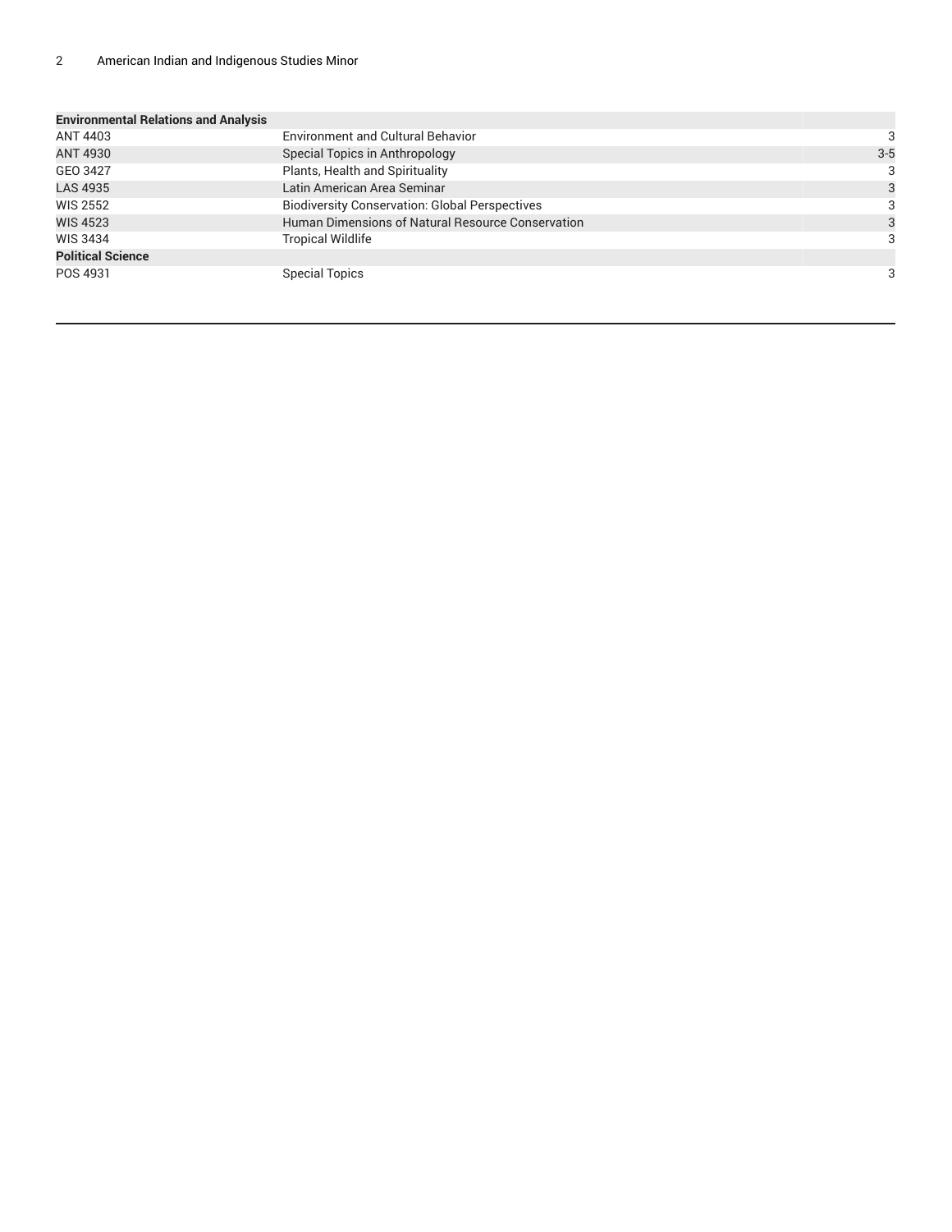| | | |
|---|---|---|
| **Environmental Relations and Analysis** | | |
| ANT 4403 | Environment and Cultural Behavior | 3 |
| ANT 4930 | Special Topics in Anthropology | 3-5 |
| GEO 3427 | Plants, Health and Spirituality | 3 |
| LAS 4935 | Latin American Area Seminar | 3 |
| WIS 2552 | Biodiversity Conservation: Global Perspectives | 3 |
| WIS 4523 | Human Dimensions of Natural Resource Conservation | 3 |
| WIS 3434 | Tropical Wildlife | 3 |
| **Political Science** | | |
| POS 4931 | Special Topics | 3 |